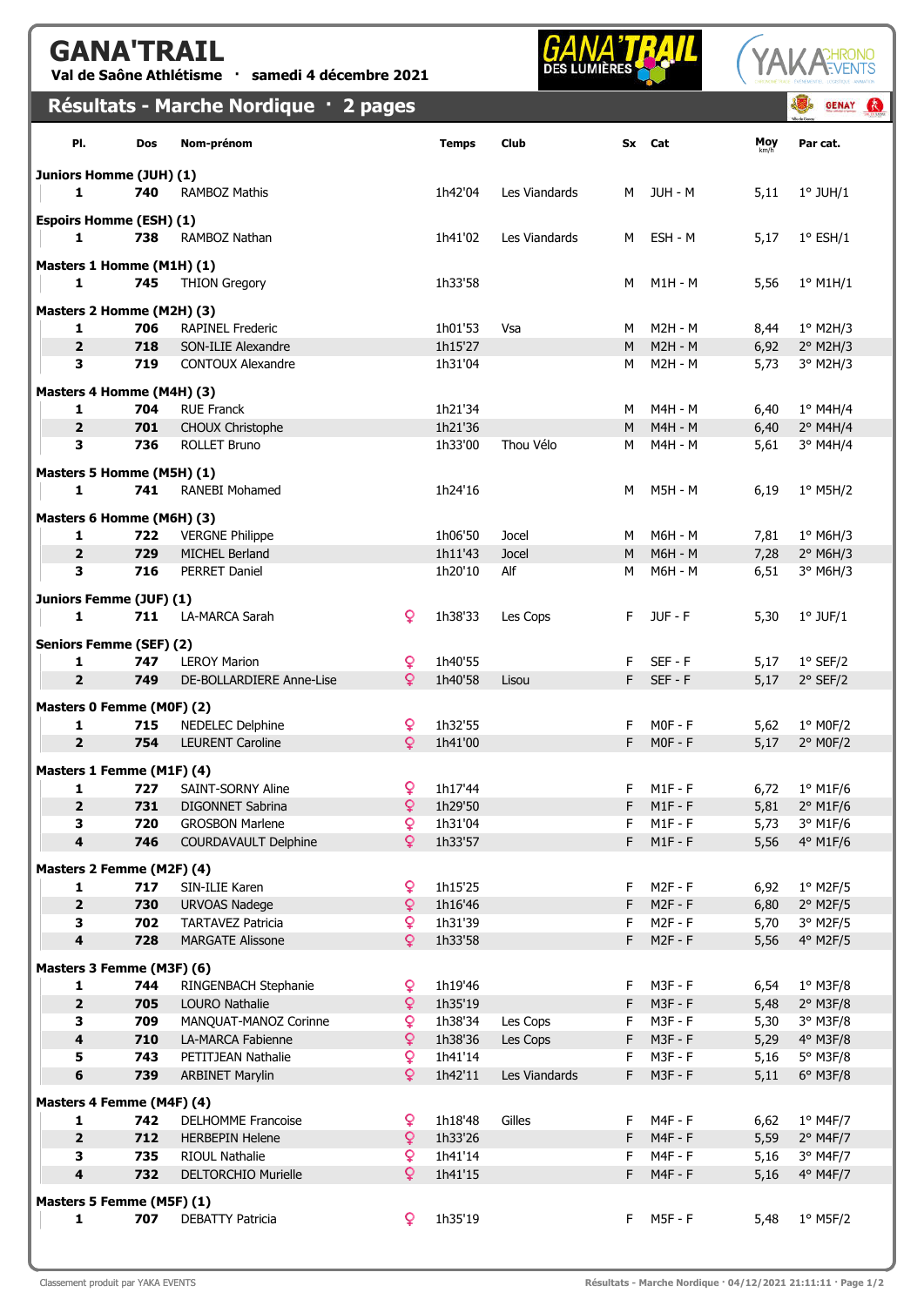# GANA'TRAIL

**Val de Saône Athlétisme · samedi 4 décembre 2021**

## Résultats - Marche Nordique · 2 pages

| Pl. | Dos | Nom-prénom | | Temps | Club | Sx | Cat | Moy km/h | Par cat. |
|---|---|---|---|---|---|---|---|---|---|
| **Juniors Homme (JUH) (1)** | | | | | | | | | |
| **1** | **740** | RAMBOZ Mathis | | 1h42'04 | Les Viandards | M | JUH - M | 5,11 | 1° JUH/1 |
| **Espoirs Homme (ESH) (1)** | | | | | | | | | |
| **1** | **738** | RAMBOZ Nathan | | 1h41'02 | Les Viandards | M | ESH - M | 5,17 | 1° ESH/1 |
| **Masters 1 Homme (M1H) (1)** | | | | | | | | | |
| **1** | **745** | THION Gregory | | 1h33'58 | | M | M1H - M | 5,56 | 1° M1H/1 |
| **Masters 2 Homme (M2H) (3)** | | | | | | | | | |
| **1** | **706** | RAPINEL Frederic | | 1h01'53 | Vsa | M | M2H - M | 8,44 | 1° M2H/3 |
| **2** | **718** | SON-ILIE Alexandre | | 1h15'27 | | M | M2H - M | 6,92 | 2° M2H/3 |
| **3** | **719** | CONTOUX Alexandre | | 1h31'04 | | M | M2H - M | 5,73 | 3° M2H/3 |
| **Masters 4 Homme (M4H) (3)** | | | | | | | | | |
| **1** | **704** | RUE Franck | | 1h21'34 | | M | M4H - M | 6,40 | 1° M4H/4 |
| **2** | **701** | CHOUX Christophe | | 1h21'36 | | M | M4H - M | 6,40 | 2° M4H/4 |
| **3** | **736** | ROLLET Bruno | | 1h33'00 | Thou Vélo | M | M4H - M | 5,61 | 3° M4H/4 |
| **Masters 5 Homme (M5H) (1)** | | | | | | | | | |
| **1** | **741** | RANEBI Mohamed | | 1h24'16 | | M | M5H - M | 6,19 | 1° M5H/2 |
| **Masters 6 Homme (M6H) (3)** | | | | | | | | | |
| **1** | **722** | VERGNE Philippe | | 1h06'50 | Jocel | M | M6H - M | 7,81 | 1° M6H/3 |
| **2** | **729** | MICHEL Berland | | 1h11'43 | Jocel | M | M6H - M | 7,28 | 2° M6H/3 |
| **3** | **716** | PERRET Daniel | | 1h20'10 | Alf | M | M6H - M | 6,51 | 3° M6H/3 |
| **Juniors Femme (JUF) (1)** | | | | | | | | | |
| **1** | **711** | LA-MARCA Sarah | ♀ | 1h38'33 | Les Cops | F | JUF - F | 5,30 | 1° JUF/1 |
| **Seniors Femme (SEF) (2)** | | | | | | | | | |
| **1** | **747** | LEROY Marion | ♀ | 1h40'55 | | F | SEF - F | 5,17 | 1° SEF/2 |
| **2** | **749** | DE-BOLLARDIERE Anne-Lise | ♀ | 1h40'58 | Lisou | F | SEF - F | 5,17 | 2° SEF/2 |
| **Masters 0 Femme (M0F) (2)** | | | | | | | | | |
| **1** | **715** | NEDELEC Delphine | ♀ | 1h32'55 | | F | M0F - F | 5,62 | 1° M0F/2 |
| **2** | **754** | LEURENT Caroline | ♀ | 1h41'00 | | F | M0F - F | 5,17 | 2° M0F/2 |
| **Masters 1 Femme (M1F) (4)** | | | | | | | | | |
| **1** | **727** | SAINT-SORNY Aline | ♀ | 1h17'44 | | F | M1F - F | 6,72 | 1° M1F/6 |
| **2** | **731** | DIGONNET Sabrina | ♀ | 1h29'50 | | F | M1F - F | 5,81 | 2° M1F/6 |
| **3** | **720** | GROSBON Marlene | ♀ | 1h31'04 | | F | M1F - F | 5,73 | 3° M1F/6 |
| **4** | **746** | COURDAVAULT Delphine | ♀ | 1h33'57 | | F | M1F - F | 5,56 | 4° M1F/6 |
| **Masters 2 Femme (M2F) (4)** | | | | | | | | | |
| **1** | **717** | SIN-ILIE Karen | ♀ | 1h15'25 | | F | M2F - F | 6,92 | 1° M2F/5 |
| **2** | **730** | URVOAS Nadege | ♀ | 1h16'46 | | F | M2F - F | 6,80 | 2° M2F/5 |
| **3** | **702** | TARTAVEZ Patricia | ♀ | 1h31'39 | | F | M2F - F | 5,70 | 3° M2F/5 |
| **4** | **728** | MARGATE Alissone | ♀ | 1h33'58 | | F | M2F - F | 5,56 | 4° M2F/5 |
| **Masters 3 Femme (M3F) (6)** | | | | | | | | | |
| **1** | **744** | RINGENBACH Stephanie | ♀ | 1h19'46 | | F | M3F - F | 6,54 | 1° M3F/8 |
| **2** | **705** | LOURO Nathalie | ♀ | 1h35'19 | | F | M3F - F | 5,48 | 2° M3F/8 |
| **3** | **709** | MANQUAT-MANOZ Corinne | ♀ | 1h38'34 | Les Cops | F | M3F - F | 5,30 | 3° M3F/8 |
| **4** | **710** | LA-MARCA Fabienne | ♀ | 1h38'36 | Les Cops | F | M3F - F | 5,29 | 4° M3F/8 |
| **5** | **743** | PETITJEAN Nathalie | ♀ | 1h41'14 | | F | M3F - F | 5,16 | 5° M3F/8 |
| **6** | **739** | ARBINET Marylin | ♀ | 1h42'11 | Les Viandards | F | M3F - F | 5,11 | 6° M3F/8 |
| **Masters 4 Femme (M4F) (4)** | | | | | | | | | |
| **1** | **742** | DELHOMME Francoise | ♀ | 1h18'48 | Gilles | F | M4F - F | 6,62 | 1° M4F/7 |
| **2** | **712** | HERBEPIN Helene | ♀ | 1h33'26 | | F | M4F - F | 5,59 | 2° M4F/7 |
| **3** | **735** | RIOUL Nathalie | ♀ | 1h41'14 | | F | M4F - F | 5,16 | 3° M4F/7 |
| **4** | **732** | DELTORCHIO Murielle | ♀ | 1h41'15 | | F | M4F - F | 5,16 | 4° M4F/7 |
| **Masters 5 Femme (M5F) (1)** | | | | | | | | | |
| **1** | **707** | DEBATTY Patricia | ♀ | 1h35'19 | | F | M5F - F | 5,48 | 1° M5F/2 |

Classement produit par YAKA EVENTS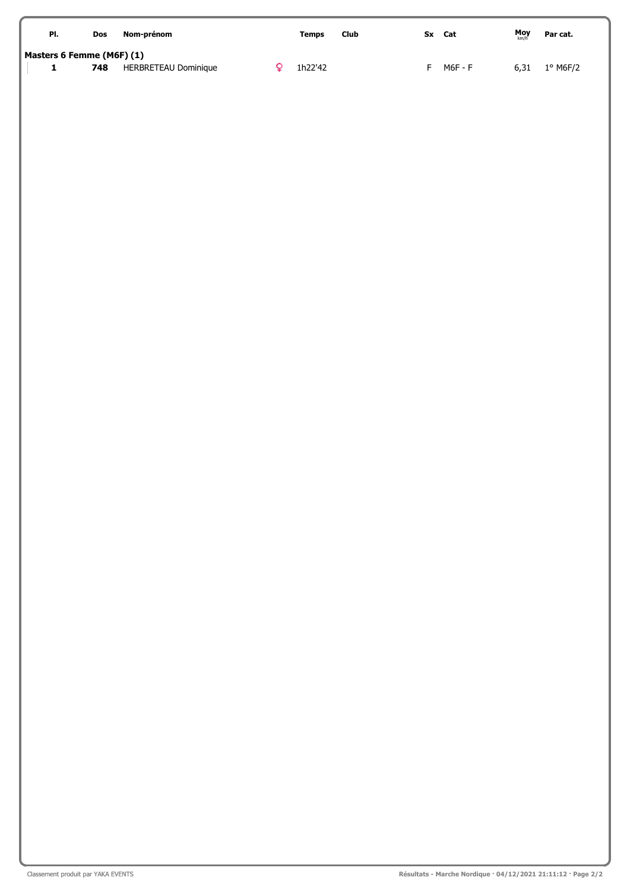| Pl. | Dos | Nom-prénom | | Temps | Club | Sx | Cat | Moy km/h | Par cat. |
|---|---|---|---|---|---|---|---|---|---|
| **Masters 6 Femme (M6F) (1)** | | | | | | | | | |
| **1** | **748** | HERBRETEAU Dominique | ♀ | 1h22'42 | | F | M6F - F | 6,31 | 1° M6F/2 |